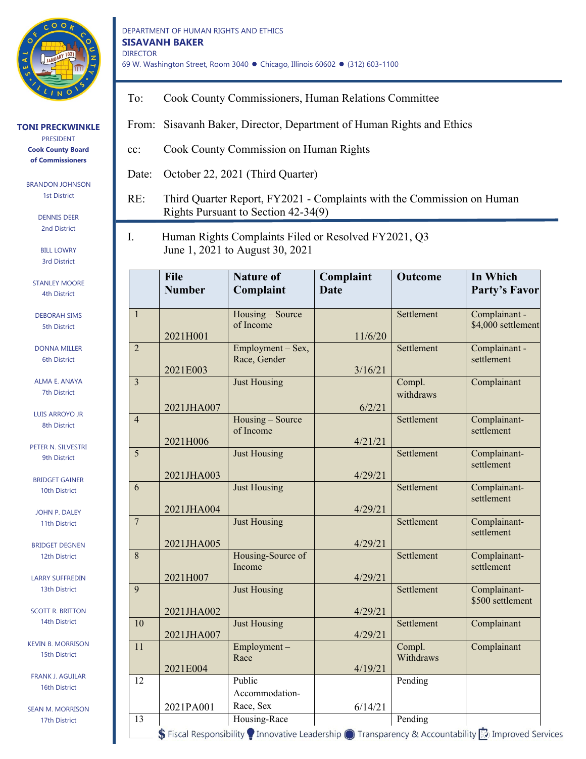DEPARTMENT OF HUMAN RIGHTS AND ETHICS
**SISAVANH BAKER**
DIRECTOR
69 W. Washington Street, Room 3040 ● Chicago, Illinois 60602 ● (312) 603-1100

**TONI PRECKWINKLE**
PRESIDENT
**Cook County Board of Commissioners**

BRANDON JOHNSON, 1st District
DENNIS DEER, 2nd District
BILL LOWRY, 3rd District
STANLEY MOORE, 4th District
DEBORAH SIMS, 5th District
DONNA MILLER, 6th District
ALMA E. ANAYA, 7th District
LUIS ARROYO JR, 8th District
PETER N. SILVESTRI, 9th District
BRIDGET GAINER, 10th District
JOHN P. DALEY, 11th District
BRIDGET DEGNEN, 12th District
LARRY SUFFREDIN, 13th District
SCOTT R. BRITTON, 14th District
KEVIN B. MORRISON, 15th District
FRANK J. AGUILAR, 16th District
SEAN M. MORRISON, 17th District

To: Cook County Commissioners, Human Relations Committee

From: Sisavanh Baker, Director, Department of Human Rights and Ethics

cc: Cook County Commission on Human Rights

Date: October 22, 2021 (Third Quarter)

RE: Third Quarter Report, FY2021 - Complaints with the Commission on Human Rights Pursuant to Section 42-34(9)

I. Human Rights Complaints Filed or Resolved FY2021, Q3
June 1, 2021 to August 30, 2021

| | File Number | Nature of Complaint | Complaint Date | Outcome | In Which Party's Favor |
|---|---|---|---|---|---|
| 1 | 2021H001 | Housing – Source of Income | 11/6/20 | Settlement | Complainant - $4,000 settlement |
| 2 | 2021E003 | Employment – Sex, Race, Gender | 3/16/21 | Settlement | Complainant - settlement |
| 3 | 2021JHA007 | Just Housing | 6/2/21 | Compl. withdraws | Complainant |
| 4 | 2021H006 | Housing – Source of Income | 4/21/21 | Settlement | Complainant-settlement |
| 5 | 2021JHA003 | Just Housing | 4/29/21 | Settlement | Complainant-settlement |
| 6 | 2021JHA004 | Just Housing | 4/29/21 | Settlement | Complainant-settlement |
| 7 | 2021JHA005 | Just Housing | 4/29/21 | Settlement | Complainant-settlement |
| 8 | 2021H007 | Housing-Source of Income | 4/29/21 | Settlement | Complainant-settlement |
| 9 | 2021JHA002 | Just Housing | 4/29/21 | Settlement | Complainant-$500 settlement |
| 10 | 2021JHA007 | Just Housing | 4/29/21 | Settlement | Complainant |
| 11 | 2021E004 | Employment – Race | 4/19/21 | Compl. Withdraws | Complainant |
| 12 | 2021PA001 | Public Accommodation-Race, Sex | 6/14/21 | Pending | |
| 13 | | Housing-Race | | Pending | |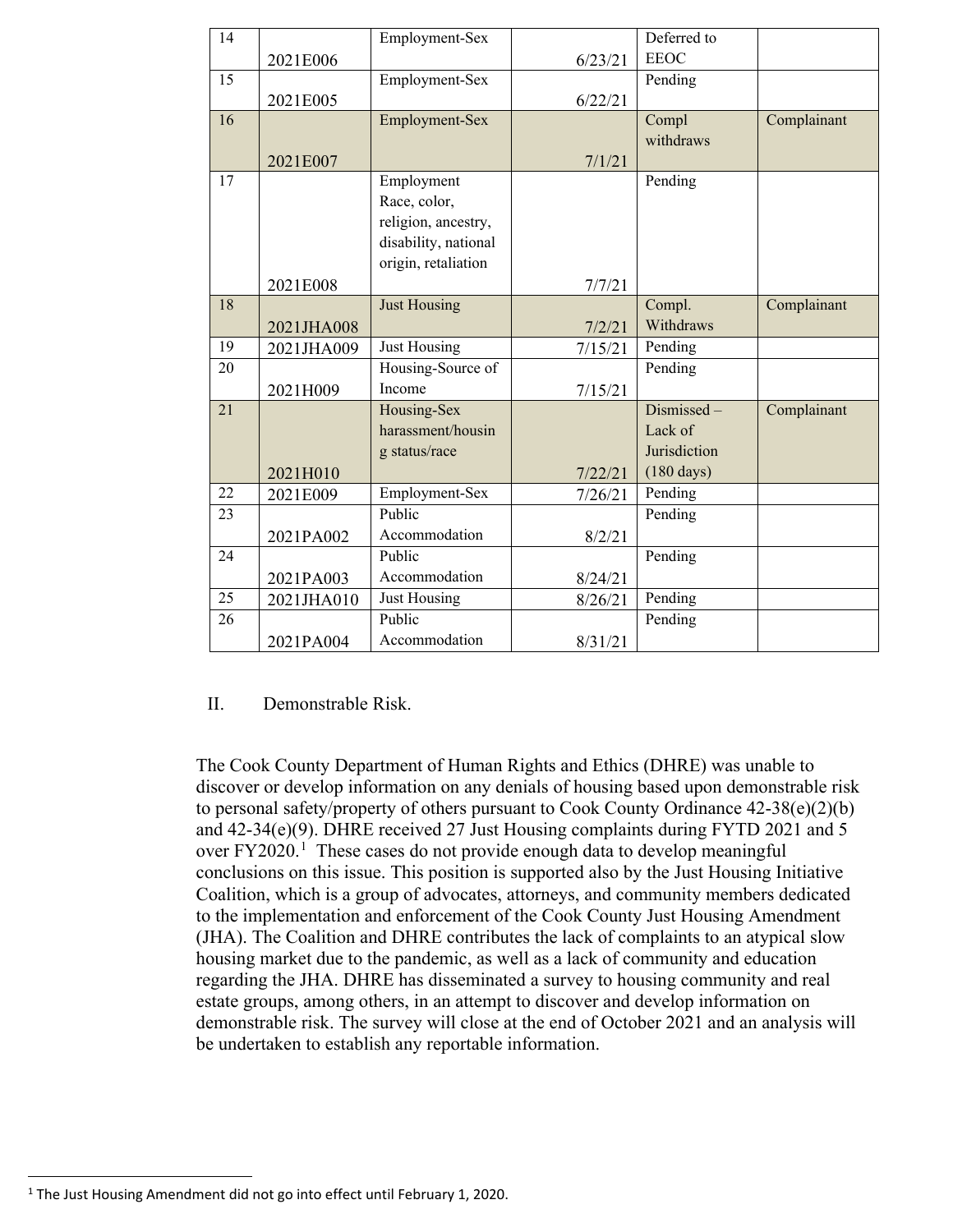| | | | | | |
|---|---|---|---|---|---|
| 14 | 2021E006 | Employment-Sex | 6/23/21 | Deferred to EEOC | |
| 15 | 2021E005 | Employment-Sex | 6/22/21 | Pending | |
| 16 | 2021E007 | Employment-Sex | 7/1/21 | Compl withdraws | Complainant |
| 17 | 2021E008 | Employment Race, color, religion, ancestry, disability, national origin, retaliation | 7/7/21 | Pending | |
| 18 | 2021JHA008 | Just Housing | 7/2/21 | Compl. Withdraws | Complainant |
| 19 | 2021JHA009 | Just Housing | 7/15/21 | Pending | |
| 20 | 2021H009 | Housing-Source of Income | 7/15/21 | Pending | |
| 21 | 2021H010 | Housing-Sex harassment/housing status/race | 7/22/21 | Dismissed – Lack of Jurisdiction (180 days) | Complainant |
| 22 | 2021E009 | Employment-Sex | 7/26/21 | Pending | |
| 23 | 2021PA002 | Public Accommodation | 8/2/21 | Pending | |
| 24 | 2021PA003 | Public Accommodation | 8/24/21 | Pending | |
| 25 | 2021JHA010 | Just Housing | 8/26/21 | Pending | |
| 26 | 2021PA004 | Public Accommodation | 8/31/21 | Pending | |

## II. Demonstrable Risk.

The Cook County Department of Human Rights and Ethics (DHRE) was unable to discover or develop information on any denials of housing based upon demonstrable risk to personal safety/property of others pursuant to Cook County Ordinance 42-38(e)(2)(b) and 42-34(e)(9). DHRE received 27 Just Housing complaints during FYTD 2021 and 5 over FY2020.[1] These cases do not provide enough data to develop meaningful conclusions on this issue. This position is supported also by the Just Housing Initiative Coalition, which is a group of advocates, attorneys, and community members dedicated to the implementation and enforcement of the Cook County Just Housing Amendment (JHA). The Coalition and DHRE contributes the lack of complaints to an atypical slow housing market due to the pandemic, as well as a lack of community and education regarding the JHA. DHRE has disseminated a survey to housing community and real estate groups, among others, in an attempt to discover and develop information on demonstrable risk. The survey will close at the end of October 2021 and an analysis will be undertaken to establish any reportable information.

[1] The Just Housing Amendment did not go into effect until February 1, 2020.